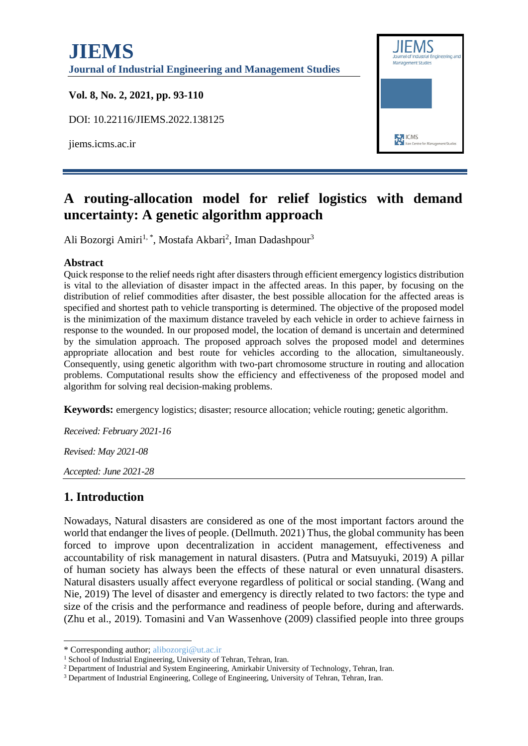# A routing-allocation model for relief logistics with demand uncertainty: A genetic algorithm approach

Ali Bozorgi Amiri[1, *], Mostafa Akbari[2], Iman Dadashpour[3]

## Abstract

Quick response to the relief needs right after disasters through efficient emergency logistics distribution is vital to the alleviation of disaster impact in the affected areas. In this paper, by focusing on the distribution of relief commodities after disaster, the best possible allocation for the affected areas is specified and shortest path to vehicle transporting is determined. The objective of the proposed model is the minimization of the maximum distance traveled by each vehicle in order to achieve fairness in response to the wounded. In our proposed model, the location of demand is uncertain and determined by the simulation approach. The proposed approach solves the proposed model and determines appropriate allocation and best route for vehicles according to the allocation, simultaneously. Consequently, using genetic algorithm with two-part chromosome structure in routing and allocation problems. Computational results show the efficiency and effectiveness of the proposed model and algorithm for solving real decision-making problems.

**Keywords:** emergency logistics; disaster; resource allocation; vehicle routing; genetic algorithm.

*Received: February 2021-16*

*Revised: May 2021-08*

*Accepted: June 2021-28*

## 1. Introduction

Nowadays, Natural disasters are considered as one of the most important factors around the world that endanger the lives of people. (Dellmuth. 2021) Thus, the global community has been forced to improve upon decentralization in accident management, effectiveness and accountability of risk management in natural disasters. (Putra and Matsuyuki, 2019) A pillar of human society has always been the effects of these natural or even unnatural disasters. Natural disasters usually affect everyone regardless of political or social standing. (Wang and Nie, 2019) The level of disaster and emergency is directly related to two factors: the type and size of the crisis and the performance and readiness of people before, during and afterwards. (Zhu et al., 2019). Tomasini and Van Wassenhove (2009) classified people into three groups

---

\* Corresponding author; alibozorgi@ut.ac.ir

[1] School of Industrial Engineering, University of Tehran, Tehran, Iran.

[2] Department of Industrial and System Engineering, Amirkabir University of Technology, Tehran, Iran.

[3] Department of Industrial Engineering, College of Engineering, University of Tehran, Tehran, Iran.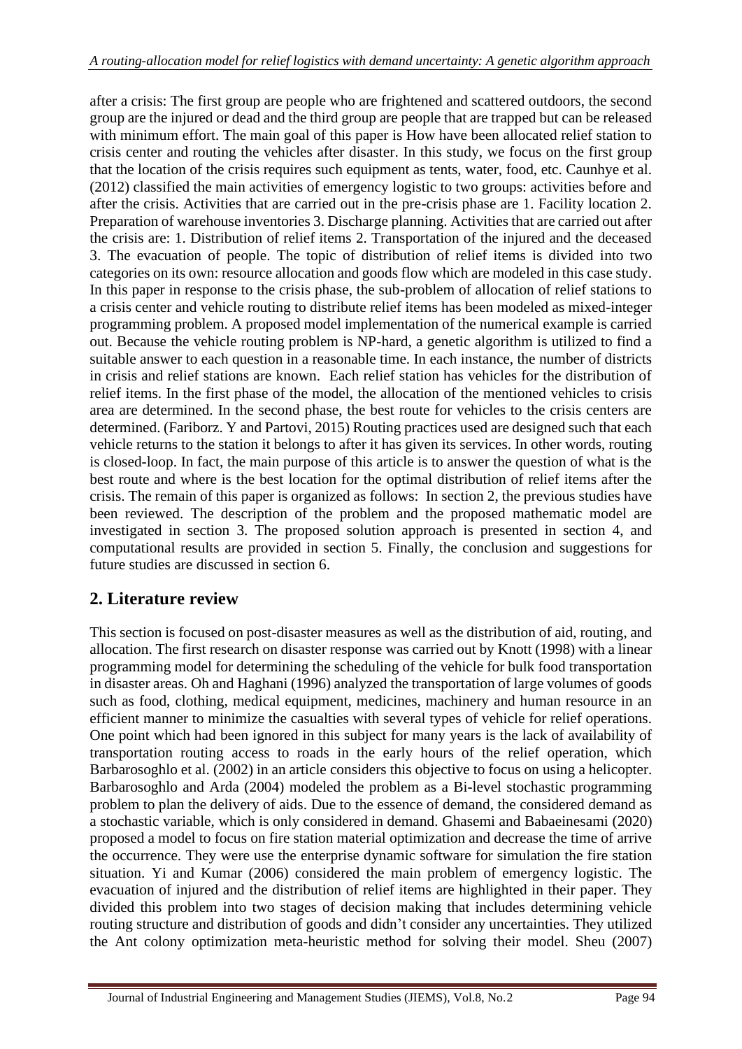after a crisis: The first group are people who are frightened and scattered outdoors, the second group are the injured or dead and the third group are people that are trapped but can be released with minimum effort. The main goal of this paper is How have been allocated relief station to crisis center and routing the vehicles after disaster. In this study, we focus on the first group that the location of the crisis requires such equipment as tents, water, food, etc. Caunhye et al. (2012) classified the main activities of emergency logistic to two groups: activities before and after the crisis. Activities that are carried out in the pre-crisis phase are 1. Facility location 2. Preparation of warehouse inventories 3. Discharge planning. Activities that are carried out after the crisis are: 1. Distribution of relief items 2. Transportation of the injured and the deceased 3. The evacuation of people. The topic of distribution of relief items is divided into two categories on its own: resource allocation and goods flow which are modeled in this case study. In this paper in response to the crisis phase, the sub-problem of allocation of relief stations to a crisis center and vehicle routing to distribute relief items has been modeled as mixed-integer programming problem. A proposed model implementation of the numerical example is carried out. Because the vehicle routing problem is NP-hard, a genetic algorithm is utilized to find a suitable answer to each question in a reasonable time. In each instance, the number of districts in crisis and relief stations are known. Each relief station has vehicles for the distribution of relief items. In the first phase of the model, the allocation of the mentioned vehicles to crisis area are determined. In the second phase, the best route for vehicles to the crisis centers are determined. (Fariborz. Y and Partovi, 2015) Routing practices used are designed such that each vehicle returns to the station it belongs to after it has given its services. In other words, routing is closed-loop. In fact, the main purpose of this article is to answer the question of what is the best route and where is the best location for the optimal distribution of relief items after the crisis. The remain of this paper is organized as follows: In section 2, the previous studies have been reviewed. The description of the problem and the proposed mathematic model are investigated in section 3. The proposed solution approach is presented in section 4, and computational results are provided in section 5. Finally, the conclusion and suggestions for future studies are discussed in section 6.

## 2. Literature review

This section is focused on post-disaster measures as well as the distribution of aid, routing, and allocation. The first research on disaster response was carried out by Knott (1998) with a linear programming model for determining the scheduling of the vehicle for bulk food transportation in disaster areas. Oh and Haghani (1996) analyzed the transportation of large volumes of goods such as food, clothing, medical equipment, medicines, machinery and human resource in an efficient manner to minimize the casualties with several types of vehicle for relief operations. One point which had been ignored in this subject for many years is the lack of availability of transportation routing access to roads in the early hours of the relief operation, which Barbarosoghlo et al. (2002) in an article considers this objective to focus on using a helicopter. Barbarosoghlo and Arda (2004) modeled the problem as a Bi-level stochastic programming problem to plan the delivery of aids. Due to the essence of demand, the considered demand as a stochastic variable, which is only considered in demand. Ghasemi and Babaeinesami (2020) proposed a model to focus on fire station material optimization and decrease the time of arrive the occurrence. They were use the enterprise dynamic software for simulation the fire station situation. Yi and Kumar (2006) considered the main problem of emergency logistic. The evacuation of injured and the distribution of relief items are highlighted in their paper. They divided this problem into two stages of decision making that includes determining vehicle routing structure and distribution of goods and didn't consider any uncertainties. They utilized the Ant colony optimization meta-heuristic method for solving their model. Sheu (2007)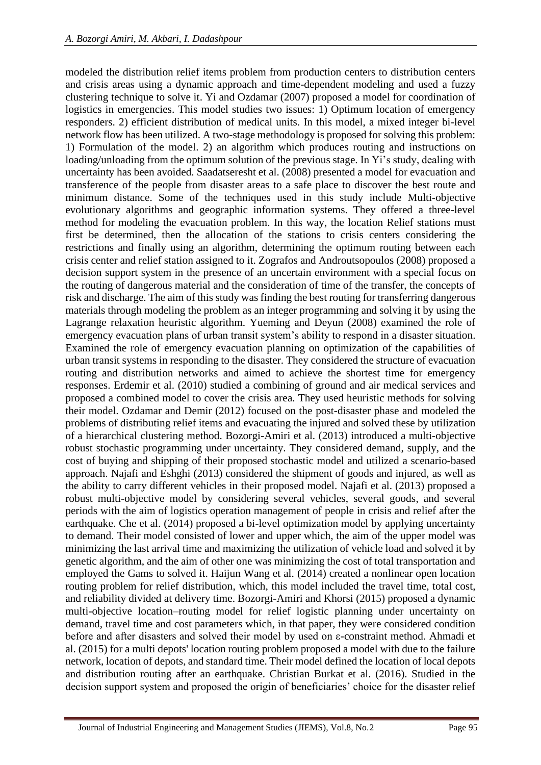modeled the distribution relief items problem from production centers to distribution centers and crisis areas using a dynamic approach and time-dependent modeling and used a fuzzy clustering technique to solve it. Yi and Ozdamar (2007) proposed a model for coordination of logistics in emergencies. This model studies two issues: 1) Optimum location of emergency responders. 2) efficient distribution of medical units. In this model, a mixed integer bi-level network flow has been utilized. A two-stage methodology is proposed for solving this problem: 1) Formulation of the model. 2) an algorithm which produces routing and instructions on loading/unloading from the optimum solution of the previous stage. In Yi's study, dealing with uncertainty has been avoided. Saadatseresht et al. (2008) presented a model for evacuation and transference of the people from disaster areas to a safe place to discover the best route and minimum distance. Some of the techniques used in this study include Multi-objective evolutionary algorithms and geographic information systems. They offered a three-level method for modeling the evacuation problem. In this way, the location Relief stations must first be determined, then the allocation of the stations to crisis centers considering the restrictions and finally using an algorithm, determining the optimum routing between each crisis center and relief station assigned to it. Zografos and Androutsopoulos (2008) proposed a decision support system in the presence of an uncertain environment with a special focus on the routing of dangerous material and the consideration of time of the transfer, the concepts of risk and discharge. The aim of this study was finding the best routing for transferring dangerous materials through modeling the problem as an integer programming and solving it by using the Lagrange relaxation heuristic algorithm. Yueming and Deyun (2008) examined the role of emergency evacuation plans of urban transit system's ability to respond in a disaster situation. Examined the role of emergency evacuation planning on optimization of the capabilities of urban transit systems in responding to the disaster. They considered the structure of evacuation routing and distribution networks and aimed to achieve the shortest time for emergency responses. Erdemir et al. (2010) studied a combining of ground and air medical services and proposed a combined model to cover the crisis area. They used heuristic methods for solving their model. Ozdamar and Demir (2012) focused on the post-disaster phase and modeled the problems of distributing relief items and evacuating the injured and solved these by utilization of a hierarchical clustering method. Bozorgi-Amiri et al. (2013) introduced a multi-objective robust stochastic programming under uncertainty. They considered demand, supply, and the cost of buying and shipping of their proposed stochastic model and utilized a scenario-based approach. Najafi and Eshghi (2013) considered the shipment of goods and injured, as well as the ability to carry different vehicles in their proposed model. Najafi et al. (2013) proposed a robust multi-objective model by considering several vehicles, several goods, and several periods with the aim of logistics operation management of people in crisis and relief after the earthquake. Che et al. (2014) proposed a bi-level optimization model by applying uncertainty to demand. Their model consisted of lower and upper which, the aim of the upper model was minimizing the last arrival time and maximizing the utilization of vehicle load and solved it by genetic algorithm, and the aim of other one was minimizing the cost of total transportation and employed the Gams to solved it. Haijun Wang et al. (2014) created a nonlinear open location routing problem for relief distribution, which, this model included the travel time, total cost, and reliability divided at delivery time. Bozorgi-Amiri and Khorsi (2015) proposed a dynamic multi-objective location–routing model for relief logistic planning under uncertainty on demand, travel time and cost parameters which, in that paper, they were considered condition before and after disasters and solved their model by used on ε-constraint method. Ahmadi et al. (2015) for a multi depots' location routing problem proposed a model with due to the failure network, location of depots, and standard time. Their model defined the location of local depots and distribution routing after an earthquake. Christian Burkat et al. (2016). Studied in the decision support system and proposed the origin of beneficiaries' choice for the disaster relief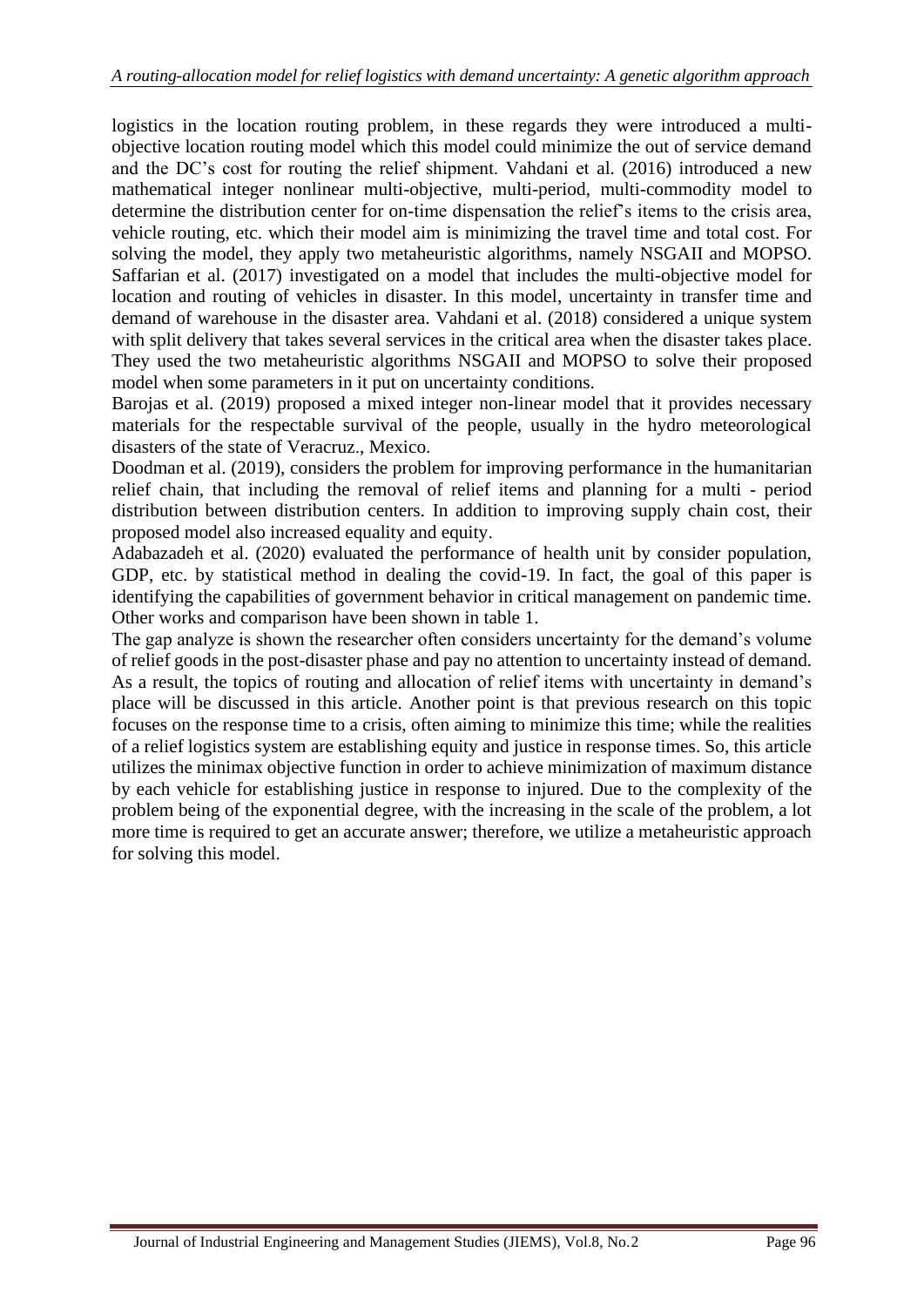logistics in the location routing problem, in these regards they were introduced a multi-objective location routing model which this model could minimize the out of service demand and the DC's cost for routing the relief shipment. Vahdani et al. (2016) introduced a new mathematical integer nonlinear multi-objective, multi-period, multi-commodity model to determine the distribution center for on-time dispensation the relief's items to the crisis area, vehicle routing, etc. which their model aim is minimizing the travel time and total cost. For solving the model, they apply two metaheuristic algorithms, namely NSGAII and MOPSO. Saffarian et al. (2017) investigated on a model that includes the multi-objective model for location and routing of vehicles in disaster. In this model, uncertainty in transfer time and demand of warehouse in the disaster area. Vahdani et al. (2018) considered a unique system with split delivery that takes several services in the critical area when the disaster takes place. They used the two metaheuristic algorithms NSGAII and MOPSO to solve their proposed model when some parameters in it put on uncertainty conditions.

Barojas et al. (2019) proposed a mixed integer non-linear model that it provides necessary materials for the respectable survival of the people, usually in the hydro meteorological disasters of the state of Veracruz., Mexico.

Doodman et al. (2019), considers the problem for improving performance in the humanitarian relief chain, that including the removal of relief items and planning for a multi - period distribution between distribution centers. In addition to improving supply chain cost, their proposed model also increased equality and equity.

Adabazadeh et al. (2020) evaluated the performance of health unit by consider population, GDP, etc. by statistical method in dealing the covid-19. In fact, the goal of this paper is identifying the capabilities of government behavior in critical management on pandemic time. Other works and comparison have been shown in table 1.

The gap analyze is shown the researcher often considers uncertainty for the demand's volume of relief goods in the post-disaster phase and pay no attention to uncertainty instead of demand. As a result, the topics of routing and allocation of relief items with uncertainty in demand's place will be discussed in this article. Another point is that previous research on this topic focuses on the response time to a crisis, often aiming to minimize this time; while the realities of a relief logistics system are establishing equity and justice in response times. So, this article utilizes the minimax objective function in order to achieve minimization of maximum distance by each vehicle for establishing justice in response to injured. Due to the complexity of the problem being of the exponential degree, with the increasing in the scale of the problem, a lot more time is required to get an accurate answer; therefore, we utilize a metaheuristic approach for solving this model.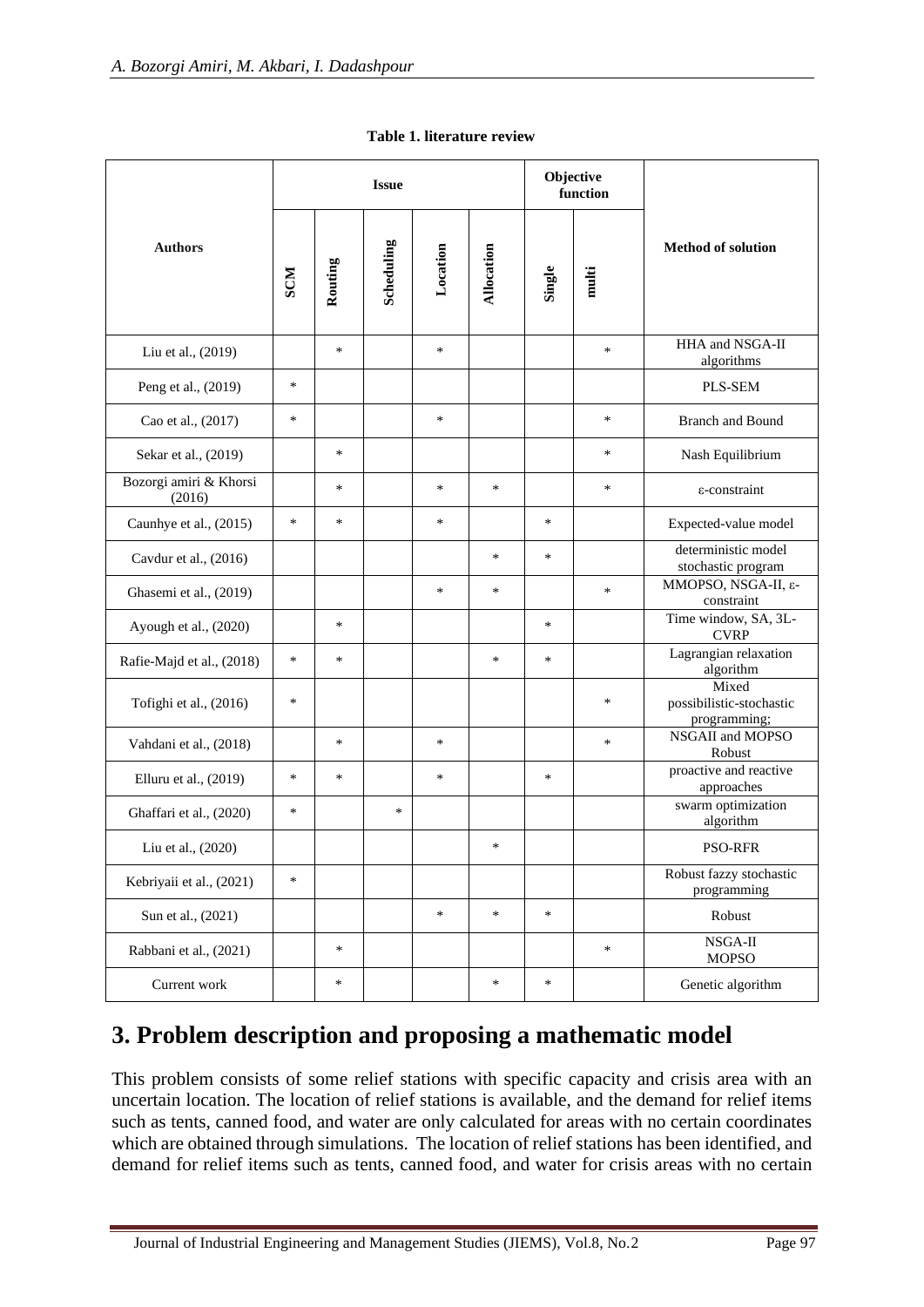**Table 1. literature review**

| Authors | Issue | | | | | Objective function | | Method of solution |
|---|---|---|---|---|---|---|---|---|
| | SCM | Routing | Scheduling | Location | Allocation | Single | multi | |
| Liu et al., (2019) | | * | | * | | | * | HHA and NSGA-II algorithms |
| Peng et al., (2019) | * | | | | | | | PLS-SEM |
| Cao et al., (2017) | * | | | * | | | * | Branch and Bound |
| Sekar et al., (2019) | | * | | | | | * | Nash Equilibrium |
| Bozorgi amiri & Khorsi (2016) | | * | | * | * | | * | ε-constraint |
| Caunhye et al., (2015) | * | * | | * | | * | | Expected-value model |
| Cavdur et al., (2016) | | | | | * | * | | deterministic model stochastic program |
| Ghasemi et al., (2019) | | | | * | * | | * | MMOPSO, NSGA-II, ε-constraint |
| Ayough et al., (2020) | | * | | | | * | | Time window, SA, 3L-CVRP |
| Rafie-Majd et al., (2018) | * | * | | | * | * | | Lagrangian relaxation algorithm |
| Tofighi et al., (2016) | * | | | | | | * | Mixed possibilistic-stochastic programming; |
| Vahdani et al., (2018) | | * | | * | | | * | NSGAII and MOPSO Robust |
| Elluru et al., (2019) | * | * | | * | | * | | proactive and reactive approaches |
| Ghaffari et al., (2020) | * | | * | | | | | swarm optimization algorithm |
| Liu et al., (2020) | | | | | * | | | PSO-RFR |
| Kebriyaii et al., (2021) | * | | | | | | | Robust fazzy stochastic programming |
| Sun et al., (2021) | | | | * | * | * | | Robust |
| Rabbani et al., (2021) | | * | | | | | * | NSGA-II MOPSO |
| Current work | | * | | | * | * | | Genetic algorithm |

# 3. Problem description and proposing a mathematic model

This problem consists of some relief stations with specific capacity and crisis area with an uncertain location. The location of relief stations is available, and the demand for relief items such as tents, canned food, and water are only calculated for areas with no certain coordinates which are obtained through simulations. The location of relief stations has been identified, and demand for relief items such as tents, canned food, and water for crisis areas with no certain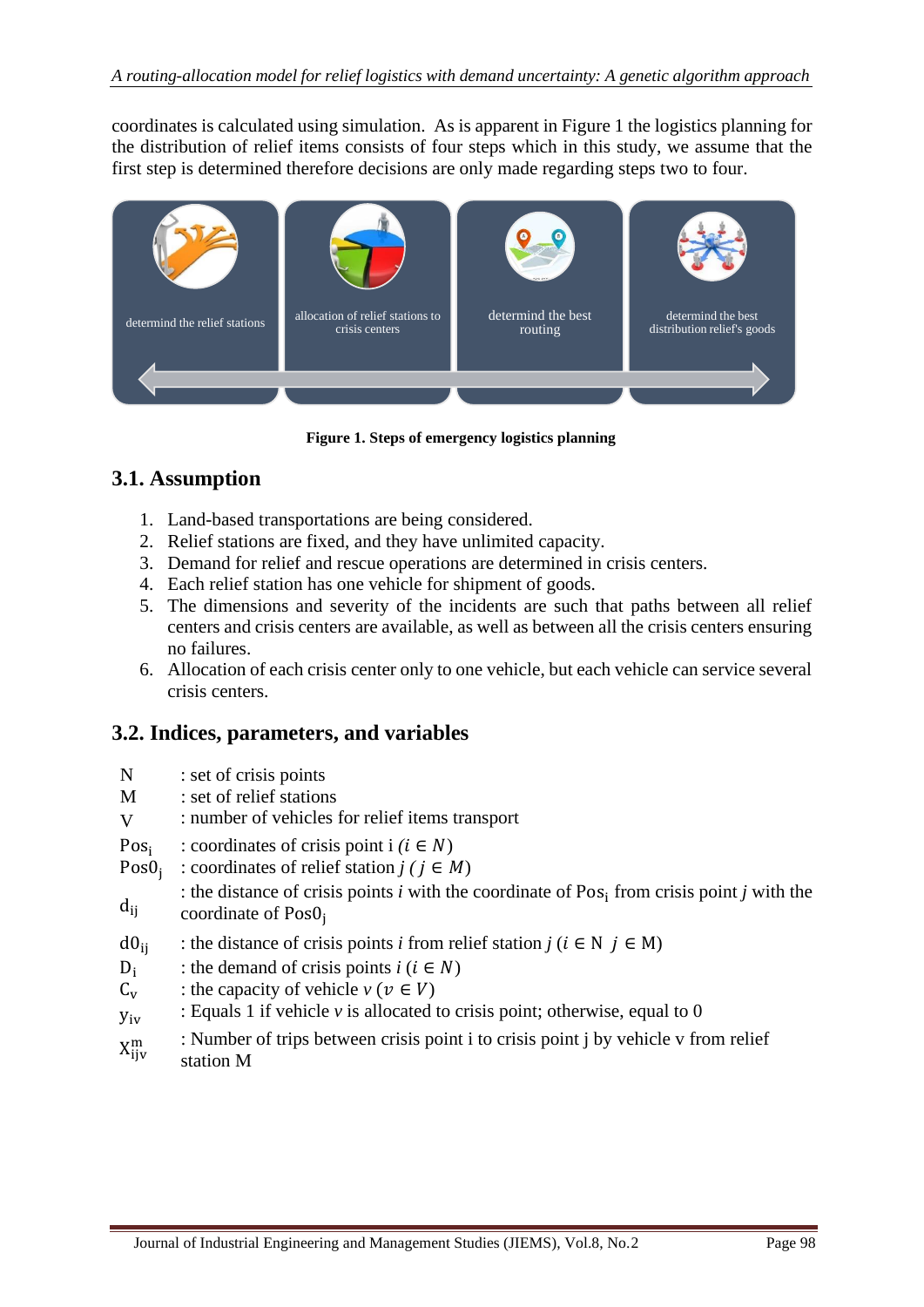coordinates is calculated using simulation. As is apparent in Figure 1 the logistics planning for the distribution of relief items consists of four steps which in this study, we assume that the first step is determined therefore decisions are only made regarding steps two to four.

determind the relief stations | allocation of relief stations to crisis centers | determind the best routing | determind the best distribution relief's goods

**Figure 1. Steps of emergency logistics planning**

## 3.1. Assumption

1. Land-based transportations are being considered.
2. Relief stations are fixed, and they have unlimited capacity.
3. Demand for relief and rescue operations are determined in crisis centers.
4. Each relief station has one vehicle for shipment of goods.
5. The dimensions and severity of the incidents are such that paths between all relief centers and crisis centers are available, as well as between all the crisis centers ensuring no failures.
6. Allocation of each crisis center only to one vehicle, but each vehicle can service several crisis centers.

## 3.2. Indices, parameters, and variables

N : set of crisis points

M : set of relief stations

V : number of vehicles for relief items transport

$\mathrm{Pos}_i$ : coordinates of crisis point i $(i \in N)$

$\mathrm{Pos0}_j$ : coordinates of relief station $j$ $(j \in M)$

$d_{ij}$ : the distance of crisis points $i$ with the coordinate of $\mathrm{Pos}_i$ from crisis point $j$ with the coordinate of $\mathrm{Pos0}_j$

$d0_{ij}$ : the distance of crisis points $i$ from relief station $j$ $(i \in N \; j \in M)$

$D_i$ : the demand of crisis points $i$ $(i \in N)$

$C_v$ : the capacity of vehicle $v$ $(v \in V)$

$y_{iv}$ : Equals 1 if vehicle $v$ is allocated to crisis point; otherwise, equal to 0

$X_{ijv}^{m}$ : Number of trips between crisis point i to crisis point j by vehicle v from relief station M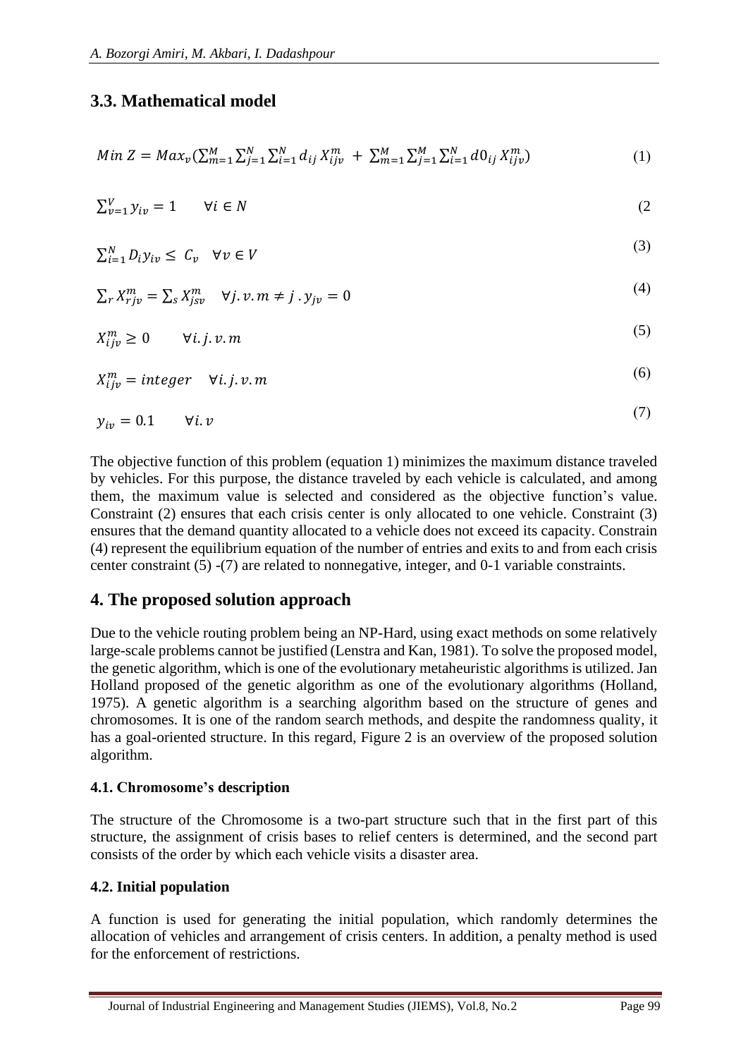## 3.3. Mathematical model

$$Min\ Z = Max_v(\sum_{m=1}^{M}\sum_{j=1}^{N}\sum_{i=1}^{N} d_{ij}\, X_{ijv}^{m}\ +\ \sum_{m=1}^{M}\sum_{j=1}^{M}\sum_{i=1}^{N} d0_{ij}\, X_{ijv}^{m}) \quad (1)$$

$$\sum_{v=1}^{V} y_{iv} = 1 \qquad \forall i \in N \quad (2$$

$$\sum_{i=1}^{N} D_i y_{iv} \leq\ C_v \quad \forall v \in V \quad (3)$$

$$\sum_{r} X_{rjv}^{m} = \sum_{s} X_{jsv}^{m} \quad \forall j.v.m \neq j\ .y_{jv} = 0 \quad (4)$$

$$X_{ijv}^{m} \geq 0 \qquad \forall i.j.v.m \quad (5)$$

$$X_{ijv}^{m} = integer \quad \forall i.j.v.m \quad (6)$$

$$y_{iv} = 0.1 \qquad \forall i.v \quad (7)$$

The objective function of this problem (equation 1) minimizes the maximum distance traveled by vehicles. For this purpose, the distance traveled by each vehicle is calculated, and among them, the maximum value is selected and considered as the objective function's value. Constraint (2) ensures that each crisis center is only allocated to one vehicle. Constraint (3) ensures that the demand quantity allocated to a vehicle does not exceed its capacity. Constrain (4) represent the equilibrium equation of the number of entries and exits to and from each crisis center constraint (5) -(7) are related to nonnegative, integer, and 0-1 variable constraints.

## 4. The proposed solution approach

Due to the vehicle routing problem being an NP-Hard, using exact methods on some relatively large-scale problems cannot be justified (Lenstra and Kan, 1981). To solve the proposed model, the genetic algorithm, which is one of the evolutionary metaheuristic algorithms is utilized. Jan Holland proposed of the genetic algorithm as one of the evolutionary algorithms (Holland, 1975). A genetic algorithm is a searching algorithm based on the structure of genes and chromosomes. It is one of the random search methods, and despite the randomness quality, it has a goal-oriented structure. In this regard, Figure 2 is an overview of the proposed solution algorithm.

### 4.1. Chromosome's description

The structure of the Chromosome is a two-part structure such that in the first part of this structure, the assignment of crisis bases to relief centers is determined, and the second part consists of the order by which each vehicle visits a disaster area.

### 4.2. Initial population

A function is used for generating the initial population, which randomly determines the allocation of vehicles and arrangement of crisis centers. In addition, a penalty method is used for the enforcement of restrictions.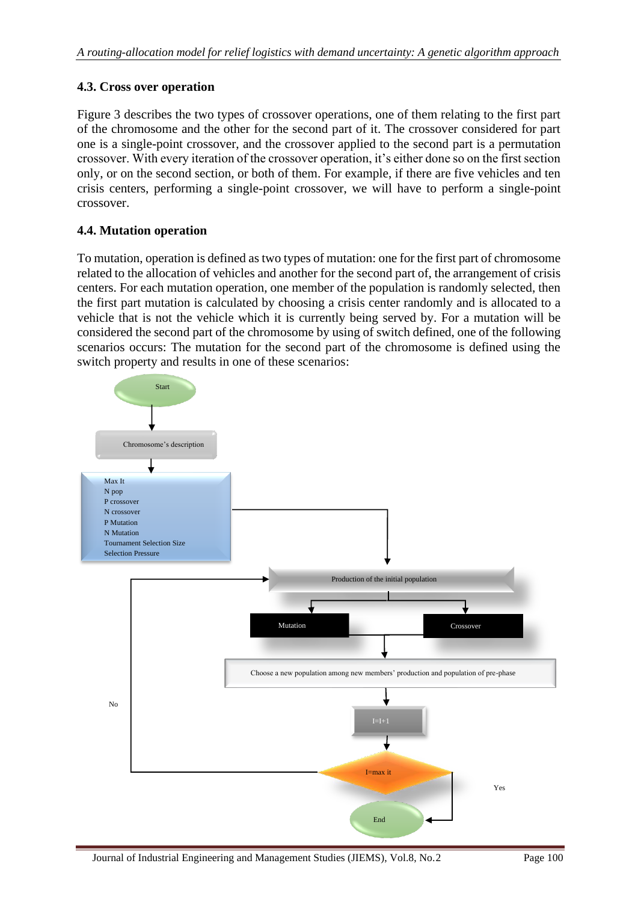### 4.3. Cross over operation

Figure 3 describes the two types of crossover operations, one of them relating to the first part of the chromosome and the other for the second part of it. The crossover considered for part one is a single-point crossover, and the crossover applied to the second part is a permutation crossover. With every iteration of the crossover operation, it's either done so on the first section only, or on the second section, or both of them. For example, if there are five vehicles and ten crisis centers, performing a single-point crossover, we will have to perform a single-point crossover.

### 4.4. Mutation operation

To mutation, operation is defined as two types of mutation: one for the first part of chromosome related to the allocation of vehicles and another for the second part of, the arrangement of crisis centers. For each mutation operation, one member of the population is randomly selected, then the first part mutation is calculated by choosing a crisis center randomly and is allocated to a vehicle that is not the vehicle which it is currently being served by. For a mutation will be considered the second part of the chromosome by using of switch defined, one of the following scenarios occurs: The mutation for the second part of the chromosome is defined using the switch property and results in one of these scenarios:

Start

Chromosome's description

Max It
N pop
P crossover
N crossover
P Mutation
N Mutation
Tournament Selection Size
Selection Pressure

Production of the initial population

Mutation

Crossover

Choose a new population among new members' production and population of pre-phase

I=I+1

I=max it

No

Yes

End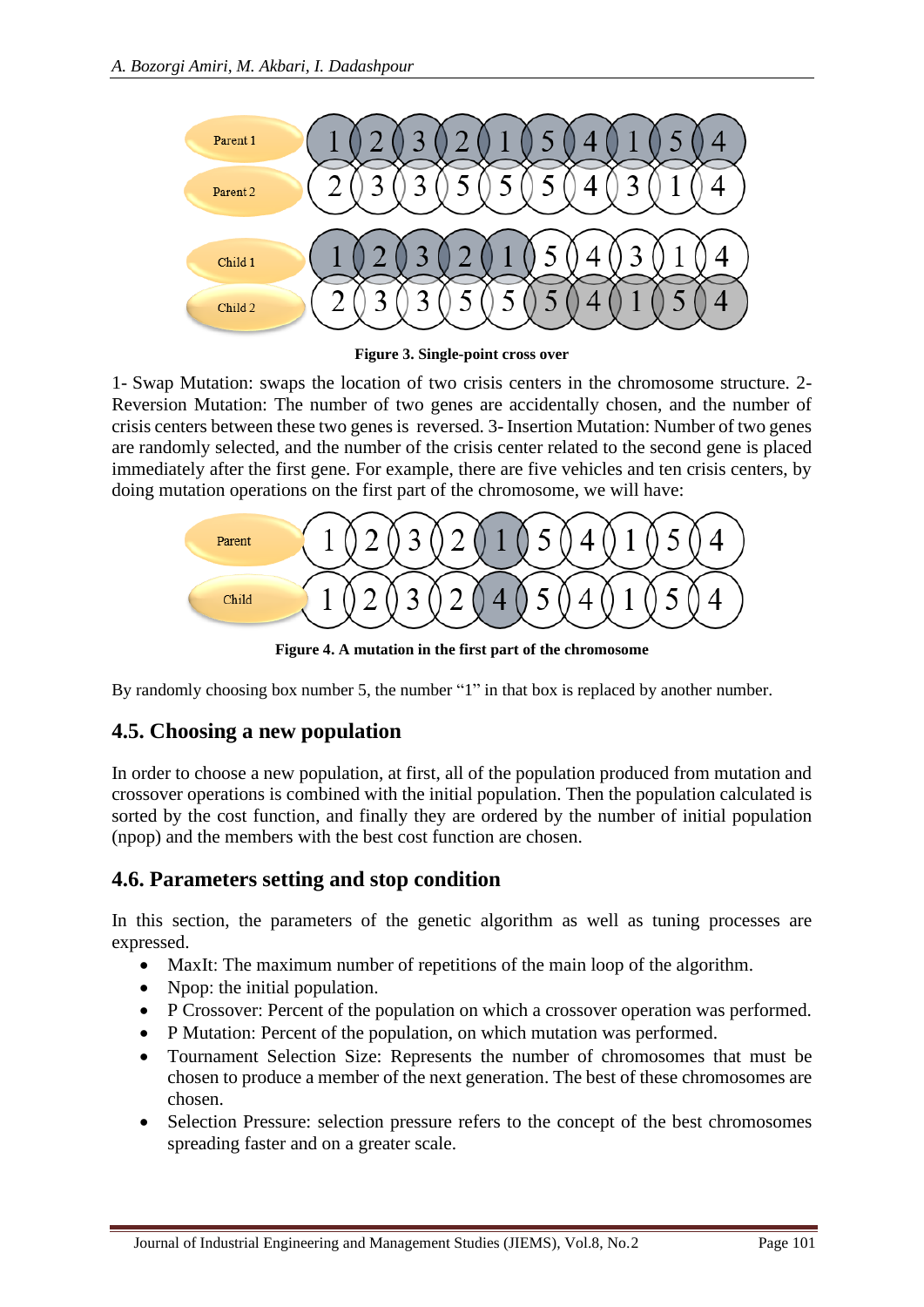Figure 3. Single-point cross over

1- Swap Mutation: swaps the location of two crisis centers in the chromosome structure. 2- Reversion Mutation: The number of two genes are accidentally chosen, and the number of crisis centers between these two genes is reversed. 3- Insertion Mutation: Number of two genes are randomly selected, and the number of the crisis center related to the second gene is placed immediately after the first gene. For example, there are five vehicles and ten crisis centers, by doing mutation operations on the first part of the chromosome, we will have:

Figure 4. A mutation in the first part of the chromosome

By randomly choosing box number 5, the number "1" in that box is replaced by another number.

## 4.5. Choosing a new population

In order to choose a new population, at first, all of the population produced from mutation and crossover operations is combined with the initial population. Then the population calculated is sorted by the cost function, and finally they are ordered by the number of initial population (npop) and the members with the best cost function are chosen.

## 4.6. Parameters setting and stop condition

In this section, the parameters of the genetic algorithm as well as tuning processes are expressed.

- MaxIt: The maximum number of repetitions of the main loop of the algorithm.
- Npop: the initial population.
- P Crossover: Percent of the population on which a crossover operation was performed.
- P Mutation: Percent of the population, on which mutation was performed.
- Tournament Selection Size: Represents the number of chromosomes that must be chosen to produce a member of the next generation. The best of these chromosomes are chosen.
- Selection Pressure: selection pressure refers to the concept of the best chromosomes spreading faster and on a greater scale.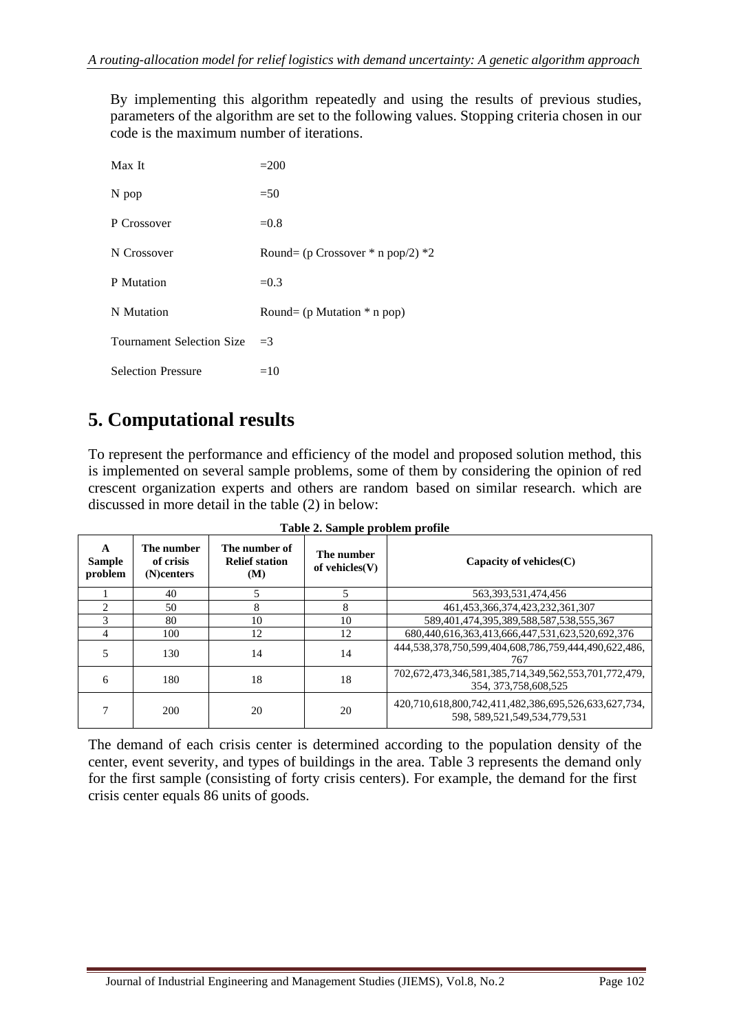By implementing this algorithm repeatedly and using the results of previous studies, parameters of the algorithm are set to the following values. Stopping criteria chosen in our code is the maximum number of iterations.

Max It =200

N pop =50

P Crossover =0.8

N Crossover Round= (p Crossover * n pop/2) *2

P Mutation =0.3

N Mutation Round= (p Mutation * n pop)

Tournament Selection Size =3

Selection Pressure =10

# 5. Computational results

To represent the performance and efficiency of the model and proposed solution method, this is implemented on several sample problems, some of them by considering the opinion of red crescent organization experts and others are random based on similar research. which are discussed in more detail in the table (2) in below:

**Table 2. Sample problem profile**

| A Sample problem | The number of crisis (N)centers | The number of Relief station (M) | The number of vehicles(V) | Capacity of vehicles(C) |
|---|---|---|---|---|
| 1 | 40 | 5 | 5 | 563,393,531,474,456 |
| 2 | 50 | 8 | 8 | 461,453,366,374,423,232,361,307 |
| 3 | 80 | 10 | 10 | 589,401,474,395,389,588,587,538,555,367 |
| 4 | 100 | 12 | 12 | 680,440,616,363,413,666,447,531,623,520,692,376 |
| 5 | 130 | 14 | 14 | 444,538,378,750,599,404,608,786,759,444,490,622,486, 767 |
| 6 | 180 | 18 | 18 | 702,672,473,346,581,385,714,349,562,553,701,772,479, 354, 373,758,608,525 |
| 7 | 200 | 20 | 20 | 420,710,618,800,742,411,482,386,695,526,633,627,734, 598, 589,521,549,534,779,531 |

The demand of each crisis center is determined according to the population density of the center, event severity, and types of buildings in the area. Table 3 represents the demand only for the first sample (consisting of forty crisis centers). For example, the demand for the first crisis center equals 86 units of goods.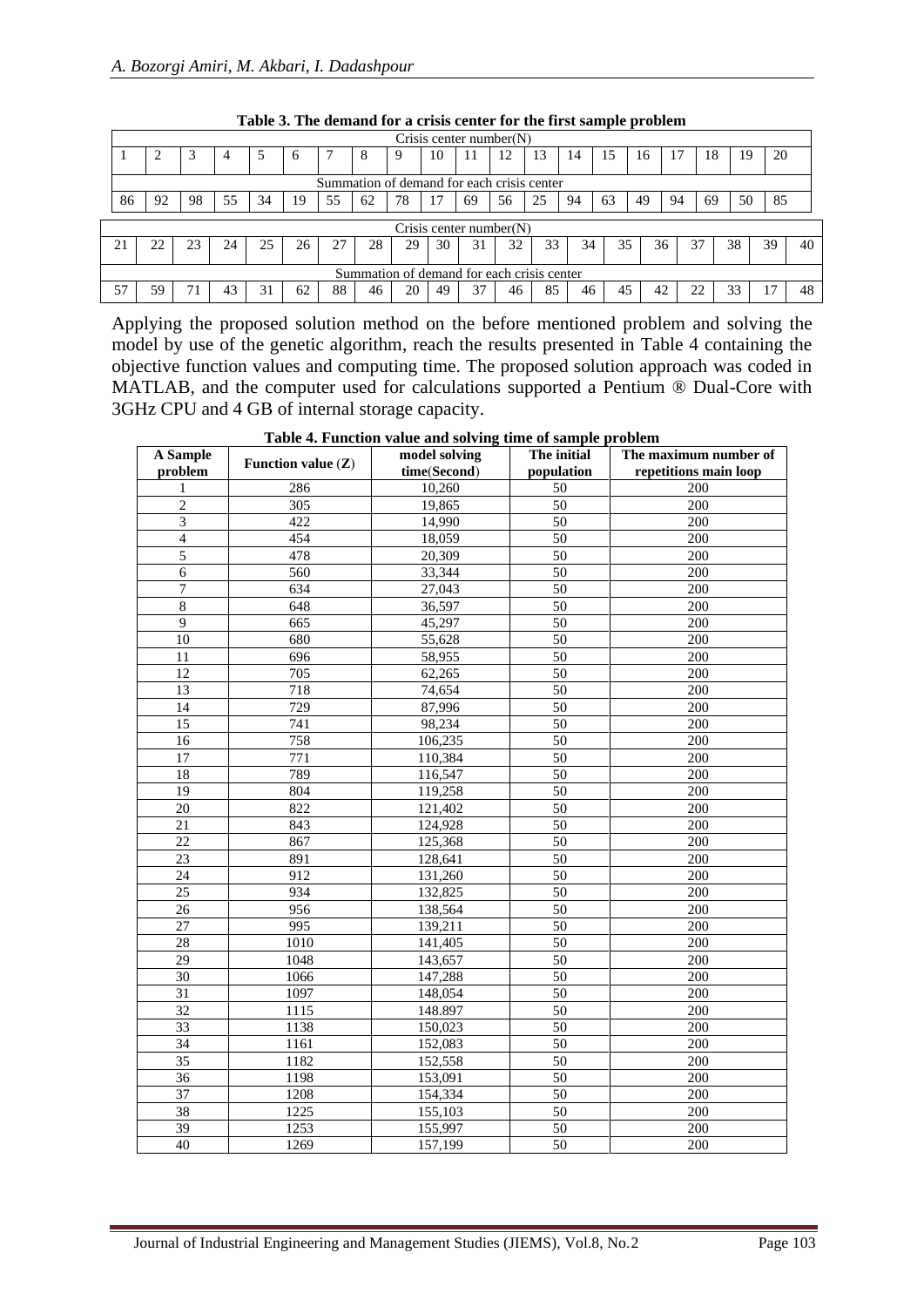**Table 3. The demand for a crisis center for the first sample problem**

| Crisis center number(N) | | | | | | | | | | | | | | | | | | | |
|---|---|---|---|---|---|---|---|---|---|---|---|---|---|---|---|---|---|---|---|
| 1 | 2 | 3 | 4 | 5 | 6 | 7 | 8 | 9 | 10 | 11 | 12 | 13 | 14 | 15 | 16 | 17 | 18 | 19 | 20 |
| **Summation of demand for each crisis center** | | | | | | | | | | | | | | | | | | | |
| 86 | 92 | 98 | 55 | 34 | 19 | 55 | 62 | 78 | 17 | 69 | 56 | 25 | 94 | 63 | 49 | 94 | 69 | 50 | 85 |
| **Crisis center number(N)** | | | | | | | | | | | | | | | | | | | |
| 21 | 22 | 23 | 24 | 25 | 26 | 27 | 28 | 29 | 30 | 31 | 32 | 33 | 34 | 35 | 36 | 37 | 38 | 39 | 40 |
| **Summation of demand for each crisis center** | | | | | | | | | | | | | | | | | | | |
| 57 | 59 | 71 | 43 | 31 | 62 | 88 | 46 | 20 | 49 | 37 | 46 | 85 | 46 | 45 | 42 | 22 | 33 | 17 | 48 |

Applying the proposed solution method on the before mentioned problem and solving the model by use of the genetic algorithm, reach the results presented in Table 4 containing the objective function values and computing time. The proposed solution approach was coded in MATLAB, and the computer used for calculations supported a Pentium ® Dual-Core with 3GHz CPU and 4 GB of internal storage capacity.

**Table 4. Function value and solving time of sample problem**

| A Sample problem | Function value (Z) | model solving time(Second) | The initial population | The maximum number of repetitions main loop |
|---|---|---|---|---|
| 1 | 286 | 10,260 | 50 | 200 |
| 2 | 305 | 19,865 | 50 | 200 |
| 3 | 422 | 14,990 | 50 | 200 |
| 4 | 454 | 18,059 | 50 | 200 |
| 5 | 478 | 20,309 | 50 | 200 |
| 6 | 560 | 33,344 | 50 | 200 |
| 7 | 634 | 27,043 | 50 | 200 |
| 8 | 648 | 36,597 | 50 | 200 |
| 9 | 665 | 45,297 | 50 | 200 |
| 10 | 680 | 55,628 | 50 | 200 |
| 11 | 696 | 58,955 | 50 | 200 |
| 12 | 705 | 62,265 | 50 | 200 |
| 13 | 718 | 74,654 | 50 | 200 |
| 14 | 729 | 87,996 | 50 | 200 |
| 15 | 741 | 98,234 | 50 | 200 |
| 16 | 758 | 106,235 | 50 | 200 |
| 17 | 771 | 110,384 | 50 | 200 |
| 18 | 789 | 116,547 | 50 | 200 |
| 19 | 804 | 119,258 | 50 | 200 |
| 20 | 822 | 121,402 | 50 | 200 |
| 21 | 843 | 124,928 | 50 | 200 |
| 22 | 867 | 125,368 | 50 | 200 |
| 23 | 891 | 128,641 | 50 | 200 |
| 24 | 912 | 131,260 | 50 | 200 |
| 25 | 934 | 132,825 | 50 | 200 |
| 26 | 956 | 138,564 | 50 | 200 |
| 27 | 995 | 139,211 | 50 | 200 |
| 28 | 1010 | 141,405 | 50 | 200 |
| 29 | 1048 | 143,657 | 50 | 200 |
| 30 | 1066 | 147,288 | 50 | 200 |
| 31 | 1097 | 148,054 | 50 | 200 |
| 32 | 1115 | 148.897 | 50 | 200 |
| 33 | 1138 | 150,023 | 50 | 200 |
| 34 | 1161 | 152,083 | 50 | 200 |
| 35 | 1182 | 152,558 | 50 | 200 |
| 36 | 1198 | 153,091 | 50 | 200 |
| 37 | 1208 | 154,334 | 50 | 200 |
| 38 | 1225 | 155,103 | 50 | 200 |
| 39 | 1253 | 155,997 | 50 | 200 |
| 40 | 1269 | 157,199 | 50 | 200 |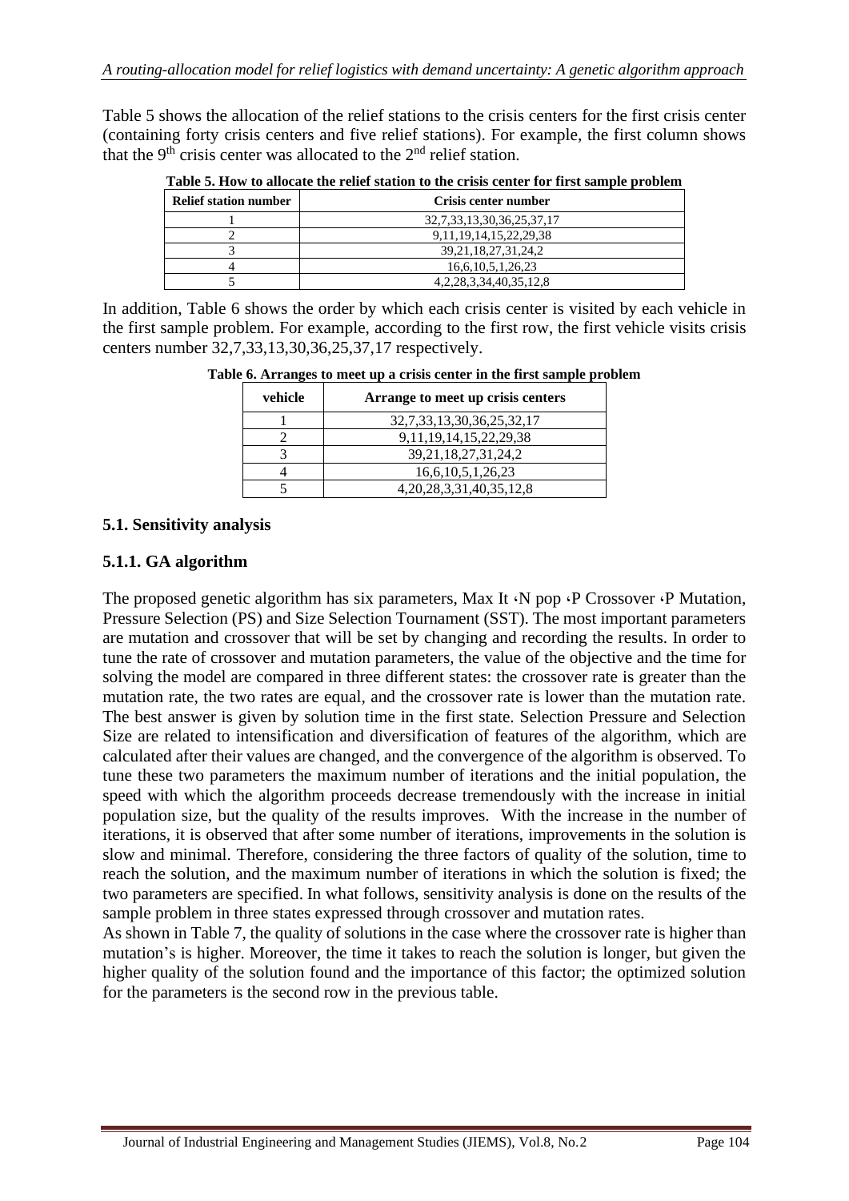Table 5 shows the allocation of the relief stations to the crisis centers for the first crisis center (containing forty crisis centers and five relief stations). For example, the first column shows that the 9th crisis center was allocated to the 2nd relief station.

**Table 5. How to allocate the relief station to the crisis center for first sample problem**

| Relief station number | Crisis center number |
|---|---|
| 1 | 32,7,33,13,30,36,25,37,17 |
| 2 | 9,11,19,14,15,22,29,38 |
| 3 | 39,21,18,27,31,24,2 |
| 4 | 16,6,10,5,1,26,23 |
| 5 | 4,2,28,3,34,40,35,12,8 |

In addition, Table 6 shows the order by which each crisis center is visited by each vehicle in the first sample problem. For example, according to the first row, the first vehicle visits crisis centers number 32,7,33,13,30,36,25,37,17 respectively.

**Table 6. Arranges to meet up a crisis center in the first sample problem**

| vehicle | Arrange to meet up crisis centers |
|---|---|
| 1 | 32,7,33,13,30,36,25,32,17 |
| 2 | 9,11,19,14,15,22,29,38 |
| 3 | 39,21,18,27,31,24,2 |
| 4 | 16,6,10,5,1,26,23 |
| 5 | 4,20,28,3,31,40,35,12,8 |

### 5.1. Sensitivity analysis

#### 5.1.1. GA algorithm

The proposed genetic algorithm has six parameters, Max It ،N pop ،P Crossover ،P Mutation, Pressure Selection (PS) and Size Selection Tournament (SST). The most important parameters are mutation and crossover that will be set by changing and recording the results. In order to tune the rate of crossover and mutation parameters, the value of the objective and the time for solving the model are compared in three different states: the crossover rate is greater than the mutation rate, the two rates are equal, and the crossover rate is lower than the mutation rate. The best answer is given by solution time in the first state. Selection Pressure and Selection Size are related to intensification and diversification of features of the algorithm, which are calculated after their values are changed, and the convergence of the algorithm is observed. To tune these two parameters the maximum number of iterations and the initial population, the speed with which the algorithm proceeds decrease tremendously with the increase in initial population size, but the quality of the results improves. With the increase in the number of iterations, it is observed that after some number of iterations, improvements in the solution is slow and minimal. Therefore, considering the three factors of quality of the solution, time to reach the solution, and the maximum number of iterations in which the solution is fixed; the two parameters are specified. In what follows, sensitivity analysis is done on the results of the sample problem in three states expressed through crossover and mutation rates.

As shown in Table 7, the quality of solutions in the case where the crossover rate is higher than mutation's is higher. Moreover, the time it takes to reach the solution is longer, but given the higher quality of the solution found and the importance of this factor; the optimized solution for the parameters is the second row in the previous table.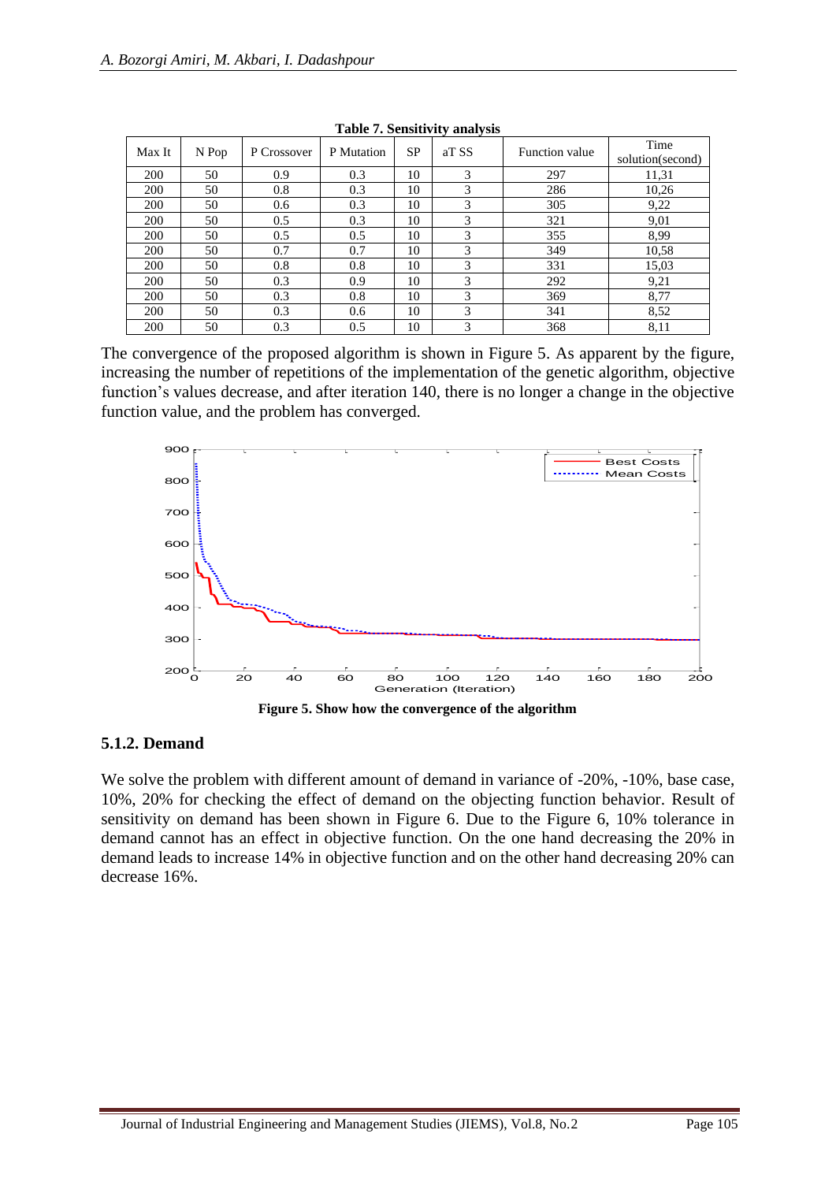**Table 7. Sensitivity analysis**

| Max It | N Pop | P Crossover | P Mutation | SP | aT SS | Function value | Time solution(second) |
|---|---|---|---|---|---|---|---|
| 200 | 50 | 0.9 | 0.3 | 10 | 3 | 297 | 11,31 |
| 200 | 50 | 0.8 | 0.3 | 10 | 3 | 286 | 10,26 |
| 200 | 50 | 0.6 | 0.3 | 10 | 3 | 305 | 9,22 |
| 200 | 50 | 0.5 | 0.3 | 10 | 3 | 321 | 9,01 |
| 200 | 50 | 0.5 | 0.5 | 10 | 3 | 355 | 8,99 |
| 200 | 50 | 0.7 | 0.7 | 10 | 3 | 349 | 10,58 |
| 200 | 50 | 0.8 | 0.8 | 10 | 3 | 331 | 15,03 |
| 200 | 50 | 0.3 | 0.9 | 10 | 3 | 292 | 9,21 |
| 200 | 50 | 0.3 | 0.8 | 10 | 3 | 369 | 8,77 |
| 200 | 50 | 0.3 | 0.6 | 10 | 3 | 341 | 8,52 |
| 200 | 50 | 0.3 | 0.5 | 10 | 3 | 368 | 8,11 |

The convergence of the proposed algorithm is shown in Figure 5. As apparent by the figure, increasing the number of repetitions of the implementation of the genetic algorithm, objective function's values decrease, and after iteration 140, there is no longer a change in the objective function value, and the problem has converged.

**Figure 5. Show how the convergence of the algorithm**

### 5.1.2. Demand

We solve the problem with different amount of demand in variance of -20%, -10%, base case, 10%, 20% for checking the effect of demand on the objecting function behavior. Result of sensitivity on demand has been shown in Figure 6. Due to the Figure 6, 10% tolerance in demand cannot has an effect in objective function. On the one hand decreasing the 20% in demand leads to increase 14% in objective function and on the other hand decreasing 20% can decrease 16%.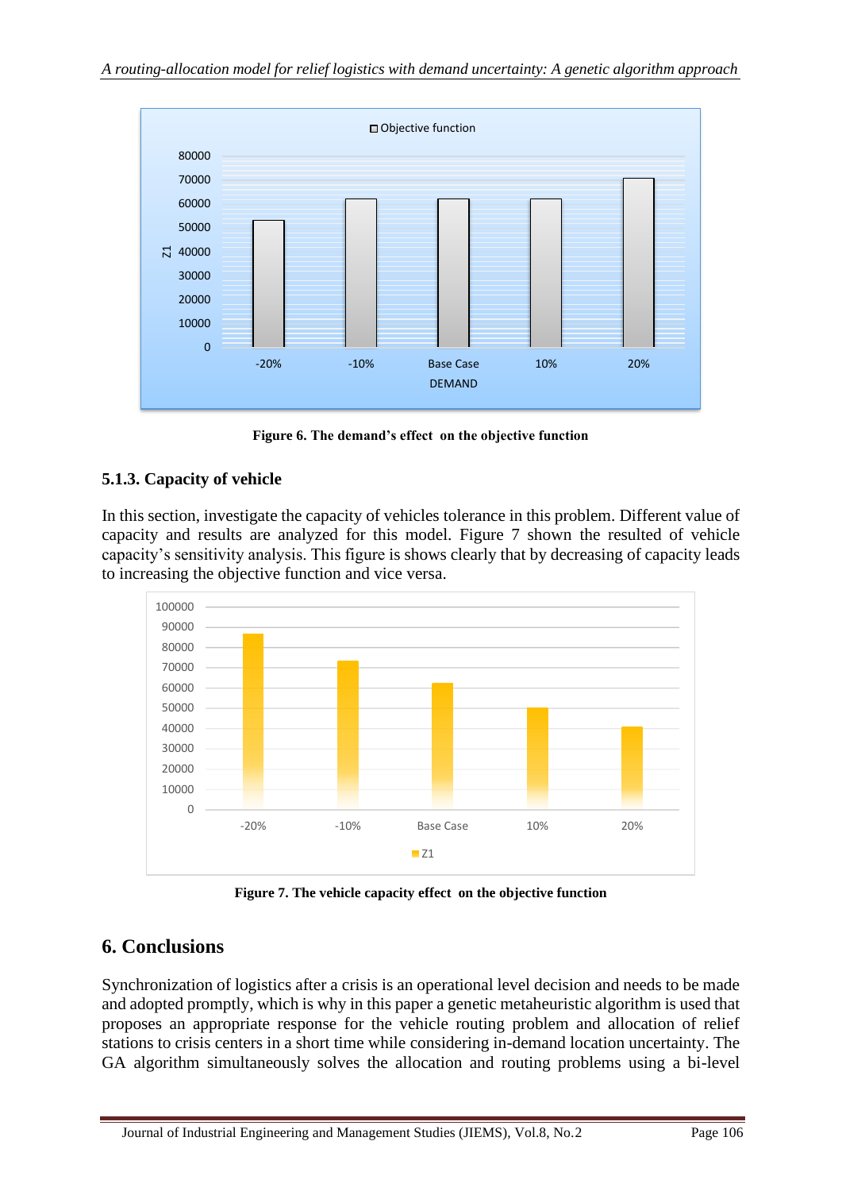Figure 6. The demand's effect on the objective function

### 5.1.3. Capacity of vehicle

In this section, investigate the capacity of vehicles tolerance in this problem. Different value of capacity and results are analyzed for this model. Figure 7 shown the resulted of vehicle capacity's sensitivity analysis. This figure is shows clearly that by decreasing of capacity leads to increasing the objective function and vice versa.

Figure 7. The vehicle capacity effect on the objective function

## 6. Conclusions

Synchronization of logistics after a crisis is an operational level decision and needs to be made and adopted promptly, which is why in this paper a genetic metaheuristic algorithm is used that proposes an appropriate response for the vehicle routing problem and allocation of relief stations to crisis centers in a short time while considering in-demand location uncertainty. The GA algorithm simultaneously solves the allocation and routing problems using a bi-level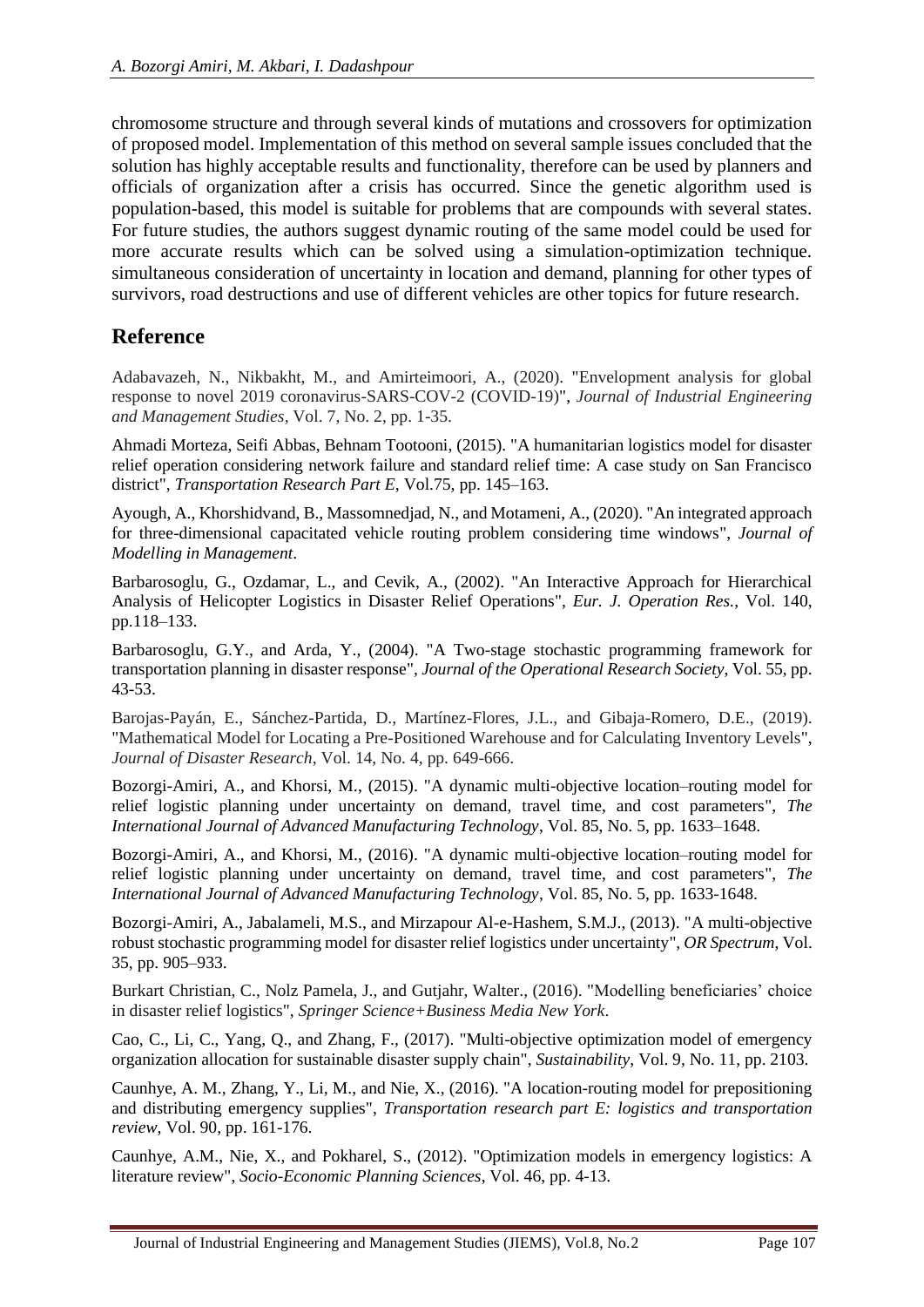chromosome structure and through several kinds of mutations and crossovers for optimization of proposed model. Implementation of this method on several sample issues concluded that the solution has highly acceptable results and functionality, therefore can be used by planners and officials of organization after a crisis has occurred. Since the genetic algorithm used is population-based, this model is suitable for problems that are compounds with several states. For future studies, the authors suggest dynamic routing of the same model could be used for more accurate results which can be solved using a simulation-optimization technique. simultaneous consideration of uncertainty in location and demand, planning for other types of survivors, road destructions and use of different vehicles are other topics for future research.

## Reference

Adabavazeh, N., Nikbakht, M., and Amirteimoori, A., (2020). "Envelopment analysis for global response to novel 2019 coronavirus-SARS-COV-2 (COVID-19)", *Journal of Industrial Engineering and Management Studies*, Vol. 7, No. 2, pp. 1-35.

Ahmadi Morteza, Seifi Abbas, Behnam Tootooni, (2015). "A humanitarian logistics model for disaster relief operation considering network failure and standard relief time: A case study on San Francisco district", *Transportation Research Part E*, Vol.75, pp. 145–163.

Ayough, A., Khorshidvand, B., Massomnedjad, N., and Motameni, A., (2020). "An integrated approach for three-dimensional capacitated vehicle routing problem considering time windows", *Journal of Modelling in Management*.

Barbarosoglu, G., Ozdamar, L., and Cevik, A., (2002). "An Interactive Approach for Hierarchical Analysis of Helicopter Logistics in Disaster Relief Operations", *Eur. J. Operation Res.*, Vol. 140, pp.118–133.

Barbarosoglu, G.Y., and Arda, Y., (2004). "A Two-stage stochastic programming framework for transportation planning in disaster response", *Journal of the Operational Research Society*, Vol. 55, pp. 43-53.

Barojas-Payán, E., Sánchez-Partida, D., Martínez-Flores, J.L., and Gibaja-Romero, D.E., (2019). "Mathematical Model for Locating a Pre-Positioned Warehouse and for Calculating Inventory Levels", *Journal of Disaster Research*, Vol. 14, No. 4, pp. 649-666.

Bozorgi-Amiri, A., and Khorsi, M., (2015). "A dynamic multi-objective location–routing model for relief logistic planning under uncertainty on demand, travel time, and cost parameters", *The International Journal of Advanced Manufacturing Technology*, Vol. 85, No. 5, pp. 1633–1648.

Bozorgi-Amiri, A., and Khorsi, M., (2016). "A dynamic multi-objective location–routing model for relief logistic planning under uncertainty on demand, travel time, and cost parameters", *The International Journal of Advanced Manufacturing Technology*, Vol. 85, No. 5, pp. 1633-1648.

Bozorgi-Amiri, A., Jabalameli, M.S., and Mirzapour Al-e-Hashem, S.M.J., (2013). "A multi-objective robust stochastic programming model for disaster relief logistics under uncertainty", *OR Spectrum*, Vol. 35, pp. 905–933.

Burkart Christian, C., Nolz Pamela, J., and Gutjahr, Walter., (2016). "Modelling beneficiaries' choice in disaster relief logistics", *Springer Science+Business Media New York*.

Cao, C., Li, C., Yang, Q., and Zhang, F., (2017). "Multi-objective optimization model of emergency organization allocation for sustainable disaster supply chain", *Sustainability*, Vol. 9, No. 11, pp. 2103.

Caunhye, A. M., Zhang, Y., Li, M., and Nie, X., (2016). "A location-routing model for prepositioning and distributing emergency supplies", *Transportation research part E: logistics and transportation review*, Vol. 90, pp. 161-176.

Caunhye, A.M., Nie, X., and Pokharel, S., (2012). "Optimization models in emergency logistics: A literature review", *Socio-Economic Planning Sciences*, Vol. 46, pp. 4-13.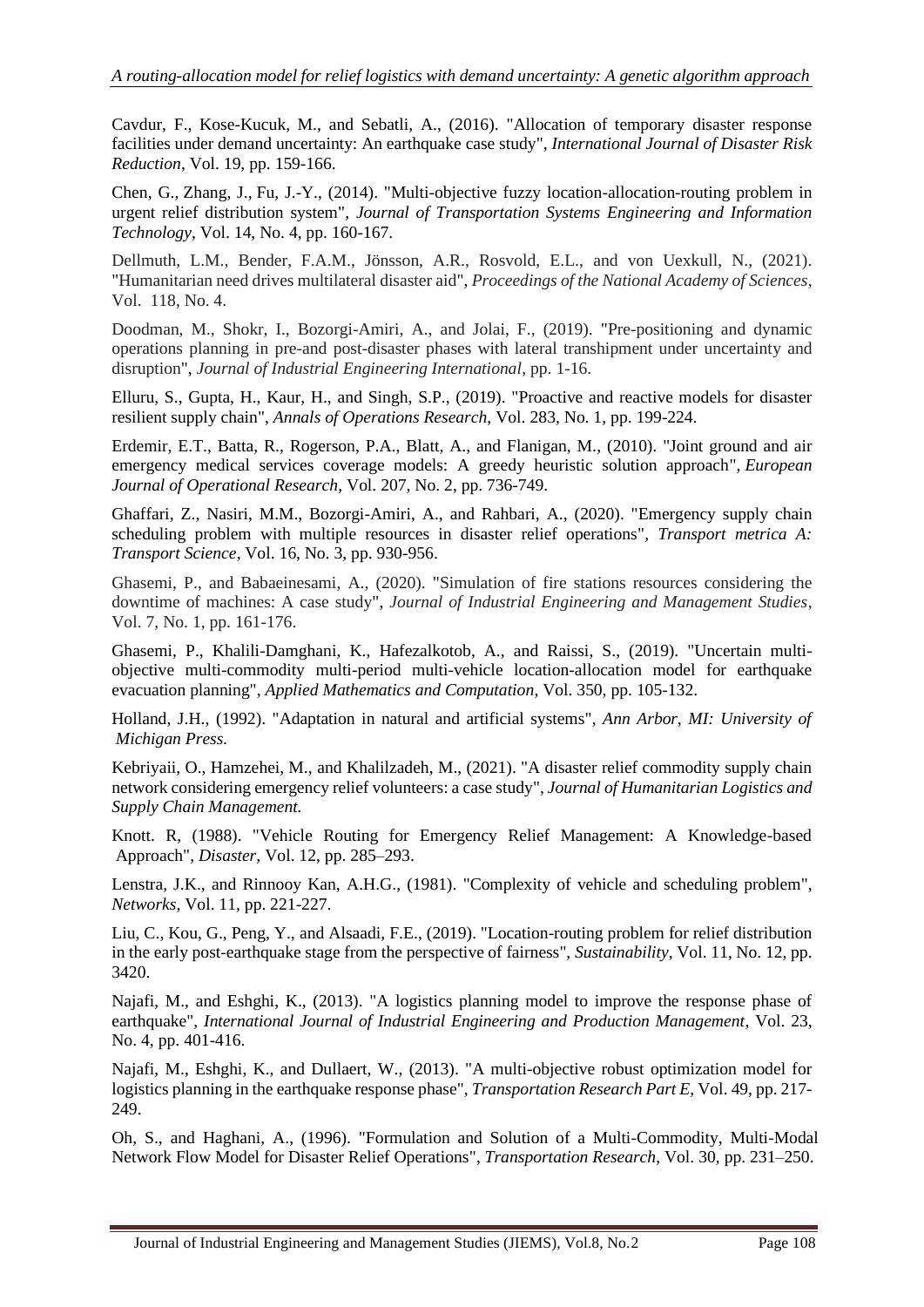Cavdur, F., Kose-Kucuk, M., and Sebatli, A., (2016). "Allocation of temporary disaster response facilities under demand uncertainty: An earthquake case study", *International Journal of Disaster Risk Reduction*, Vol. 19, pp. 159-166.

Chen, G., Zhang, J., Fu, J.-Y., (2014). "Multi-objective fuzzy location-allocation-routing problem in urgent relief distribution system", *Journal of Transportation Systems Engineering and Information Technology*, Vol. 14, No. 4, pp. 160-167.

Dellmuth, L.M., Bender, F.A.M., Jönsson, A.R., Rosvold, E.L., and von Uexkull, N., (2021). "Humanitarian need drives multilateral disaster aid", *Proceedings of the National Academy of Sciences*, Vol. 118, No. 4.

Doodman, M., Shokr, I., Bozorgi-Amiri, A., and Jolai, F., (2019). "Pre-positioning and dynamic operations planning in pre-and post-disaster phases with lateral transhipment under uncertainty and disruption", *Journal of Industrial Engineering International*, pp. 1-16.

Elluru, S., Gupta, H., Kaur, H., and Singh, S.P., (2019). "Proactive and reactive models for disaster resilient supply chain", *Annals of Operations Research*, Vol. 283, No. 1, pp. 199-224.

Erdemir, E.T., Batta, R., Rogerson, P.A., Blatt, A., and Flanigan, M., (2010). "Joint ground and air emergency medical services coverage models: A greedy heuristic solution approach", *European Journal of Operational Research*, Vol. 207, No. 2, pp. 736-749.

Ghaffari, Z., Nasiri, M.M., Bozorgi-Amiri, A., and Rahbari, A., (2020). "Emergency supply chain scheduling problem with multiple resources in disaster relief operations", *Transport metrica A: Transport Science*, Vol. 16, No. 3, pp. 930-956.

Ghasemi, P., and Babaeinesami, A., (2020). "Simulation of fire stations resources considering the downtime of machines: A case study", *Journal of Industrial Engineering and Management Studies*, Vol. 7, No. 1, pp. 161-176.

Ghasemi, P., Khalili-Damghani, K., Hafezalkotob, A., and Raissi, S., (2019). "Uncertain multi-objective multi-commodity multi-period multi-vehicle location-allocation model for earthquake evacuation planning", *Applied Mathematics and Computation*, Vol. 350, pp. 105-132.

Holland, J.H., (1992). "Adaptation in natural and artificial systems", *Ann Arbor, MI: University of Michigan Press.*

Kebriyaii, O., Hamzehei, M., and Khalilzadeh, M., (2021). "A disaster relief commodity supply chain network considering emergency relief volunteers: a case study", *Journal of Humanitarian Logistics and Supply Chain Management.*

Knott. R, (1988). "Vehicle Routing for Emergency Relief Management: A Knowledge-based Approach", *Disaster*, Vol. 12, pp. 285–293.

Lenstra, J.K., and Rinnooy Kan, A.H.G., (1981). "Complexity of vehicle and scheduling problem", *Networks*, Vol. 11, pp. 221-227.

Liu, C., Kou, G., Peng, Y., and Alsaadi, F.E., (2019). "Location-routing problem for relief distribution in the early post-earthquake stage from the perspective of fairness", *Sustainability*, Vol. 11, No. 12, pp. 3420.

Najafi, M., and Eshghi, K., (2013). "A logistics planning model to improve the response phase of earthquake", *International Journal of Industrial Engineering and Production Management*, Vol. 23, No. 4, pp. 401-416.

Najafi, M., Eshghi, K., and Dullaert, W., (2013). "A multi-objective robust optimization model for logistics planning in the earthquake response phase", *Transportation Research Part E*, Vol. 49, pp. 217-249.

Oh, S., and Haghani, A., (1996). "Formulation and Solution of a Multi-Commodity, Multi-Modal Network Flow Model for Disaster Relief Operations", *Transportation Research*, Vol. 30, pp. 231–250.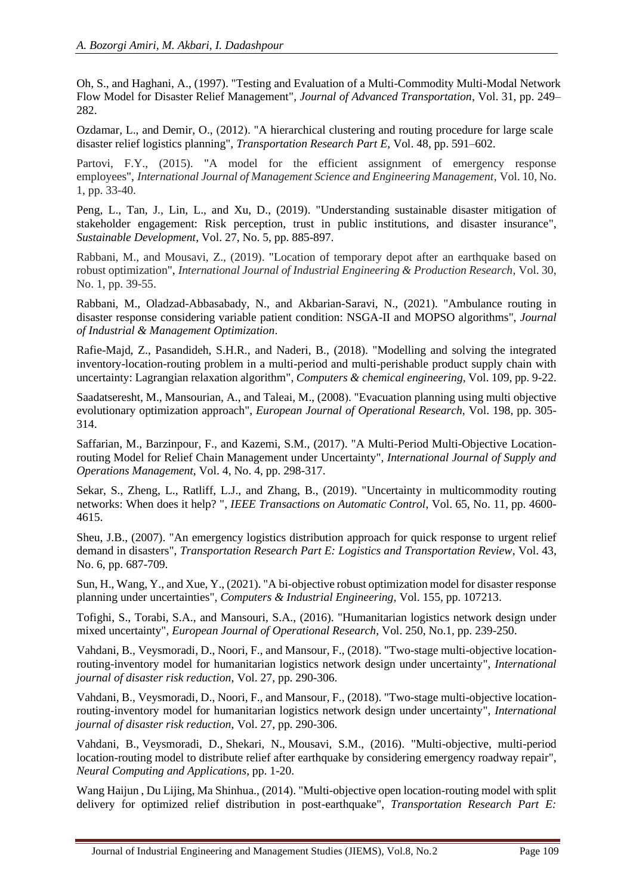Oh, S., and Haghani, A., (1997). "Testing and Evaluation of a Multi-Commodity Multi-Modal Network Flow Model for Disaster Relief Management", *Journal of Advanced Transportation*, Vol. 31, pp. 249–282.

Ozdamar, L., and Demir, O., (2012). "A hierarchical clustering and routing procedure for large scale disaster relief logistics planning", *Transportation Research Part E*, Vol. 48, pp. 591–602.

Partovi, F.Y., (2015). "A model for the efficient assignment of emergency response employees", *International Journal of Management Science and Engineering Management*, Vol. 10, No. 1, pp. 33-40.

Peng, L., Tan, J., Lin, L., and Xu, D., (2019). "Understanding sustainable disaster mitigation of stakeholder engagement: Risk perception, trust in public institutions, and disaster insurance", *Sustainable Development*, Vol. 27, No. 5, pp. 885-897.

Rabbani, M., and Mousavi, Z., (2019). "Location of temporary depot after an earthquake based on robust optimization", *International Journal of Industrial Engineering & Production Research*, Vol. 30, No. 1, pp. 39-55.

Rabbani, M., Oladzad-Abbasabady, N., and Akbarian-Saravi, N., (2021). "Ambulance routing in disaster response considering variable patient condition: NSGA-II and MOPSO algorithms", *Journal of Industrial & Management Optimization*.

Rafie-Majd, Z., Pasandideh, S.H.R., and Naderi, B., (2018). "Modelling and solving the integrated inventory-location-routing problem in a multi-period and multi-perishable product supply chain with uncertainty: Lagrangian relaxation algorithm", *Computers & chemical engineering*, Vol. 109, pp. 9-22.

Saadatseresht, M., Mansourian, A., and Taleai, M., (2008). "Evacuation planning using multi objective evolutionary optimization approach", *European Journal of Operational Research*, Vol. 198, pp. 305-314.

Saffarian, M., Barzinpour, F., and Kazemi, S.M., (2017). "A Multi-Period Multi-Objective Location-routing Model for Relief Chain Management under Uncertainty", *International Journal of Supply and Operations Management*, Vol. 4, No. 4, pp. 298-317.

Sekar, S., Zheng, L., Ratliff, L.J., and Zhang, B., (2019). "Uncertainty in multicommodity routing networks: When does it help? ", *IEEE Transactions on Automatic Control*, Vol. 65, No. 11, pp. 4600-4615.

Sheu, J.B., (2007). "An emergency logistics distribution approach for quick response to urgent relief demand in disasters", *Transportation Research Part E: Logistics and Transportation Review*, Vol. 43, No. 6, pp. 687-709.

Sun, H., Wang, Y., and Xue, Y., (2021). "A bi-objective robust optimization model for disaster response planning under uncertainties", *Computers & Industrial Engineering*, Vol. 155, pp. 107213.

Tofighi, S., Torabi, S.A., and Mansouri, S.A., (2016). "Humanitarian logistics network design under mixed uncertainty", *European Journal of Operational Research*, Vol. 250, No.1, pp. 239-250.

Vahdani, B., Veysmoradi, D., Noori, F., and Mansour, F., (2018). "Two-stage multi-objective location-routing-inventory model for humanitarian logistics network design under uncertainty", *International journal of disaster risk reduction*, Vol. 27, pp. 290-306.

Vahdani, B., Veysmoradi, D., Noori, F., and Mansour, F., (2018). "Two-stage multi-objective location-routing-inventory model for humanitarian logistics network design under uncertainty", *International journal of disaster risk reduction*, Vol. 27, pp. 290-306.

Vahdani, B., Veysmoradi, D., Shekari, N., Mousavi, S.M., (2016). "Multi-objective, multi-period location-routing model to distribute relief after earthquake by considering emergency roadway repair", *Neural Computing and Applications*, pp. 1-20.

Wang Haijun , Du Lijing, Ma Shinhua., (2014). "Multi-objective open location-routing model with split delivery for optimized relief distribution in post-earthquake", *Transportation Research Part E:*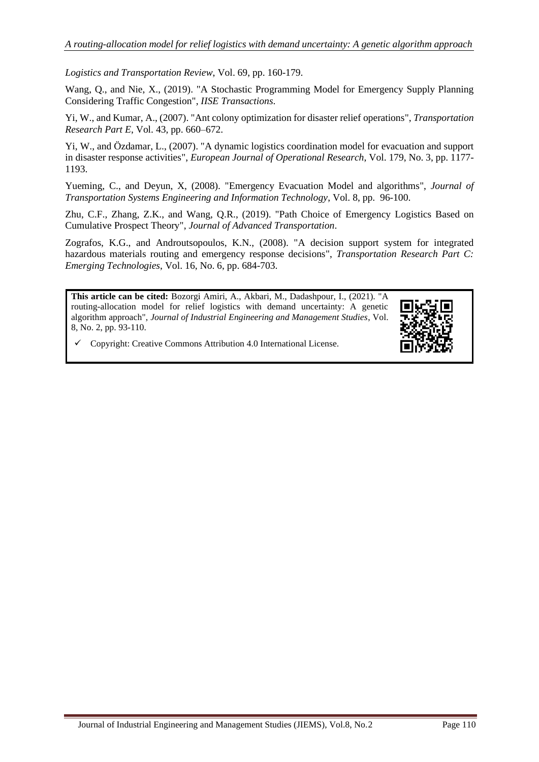*Logistics and Transportation Review*, Vol. 69, pp. 160-179.

Wang, Q., and Nie, X., (2019). "A Stochastic Programming Model for Emergency Supply Planning Considering Traffic Congestion", *IISE Transactions*.

Yi, W., and Kumar, A., (2007). "Ant colony optimization for disaster relief operations", *Transportation Research Part E*, Vol. 43, pp. 660–672.

Yi, W., and Özdamar, L., (2007). "A dynamic logistics coordination model for evacuation and support in disaster response activities", *European Journal of Operational Research*, Vol. 179, No. 3, pp. 1177-1193.

Yueming, C., and Deyun, X, (2008). "Emergency Evacuation Model and algorithms", *Journal of Transportation Systems Engineering and Information Technology*, Vol. 8, pp. 96-100.

Zhu, C.F., Zhang, Z.K., and Wang, Q.R., (2019). "Path Choice of Emergency Logistics Based on Cumulative Prospect Theory", *Journal of Advanced Transportation*.

Zografos, K.G., and Androutsopoulos, K.N., (2008). "A decision support system for integrated hazardous materials routing and emergency response decisions", *Transportation Research Part C: Emerging Technologies*, Vol. 16, No. 6, pp. 684-703.

**This article can be cited:** Bozorgi Amiri, A., Akbari, M., Dadashpour, I., (2021). "A routing-allocation model for relief logistics with demand uncertainty: A genetic algorithm approach", *Journal of Industrial Engineering and Management Studies*, Vol. 8, No. 2, pp. 93-110.

- ✓ Copyright: Creative Commons Attribution 4.0 International License.